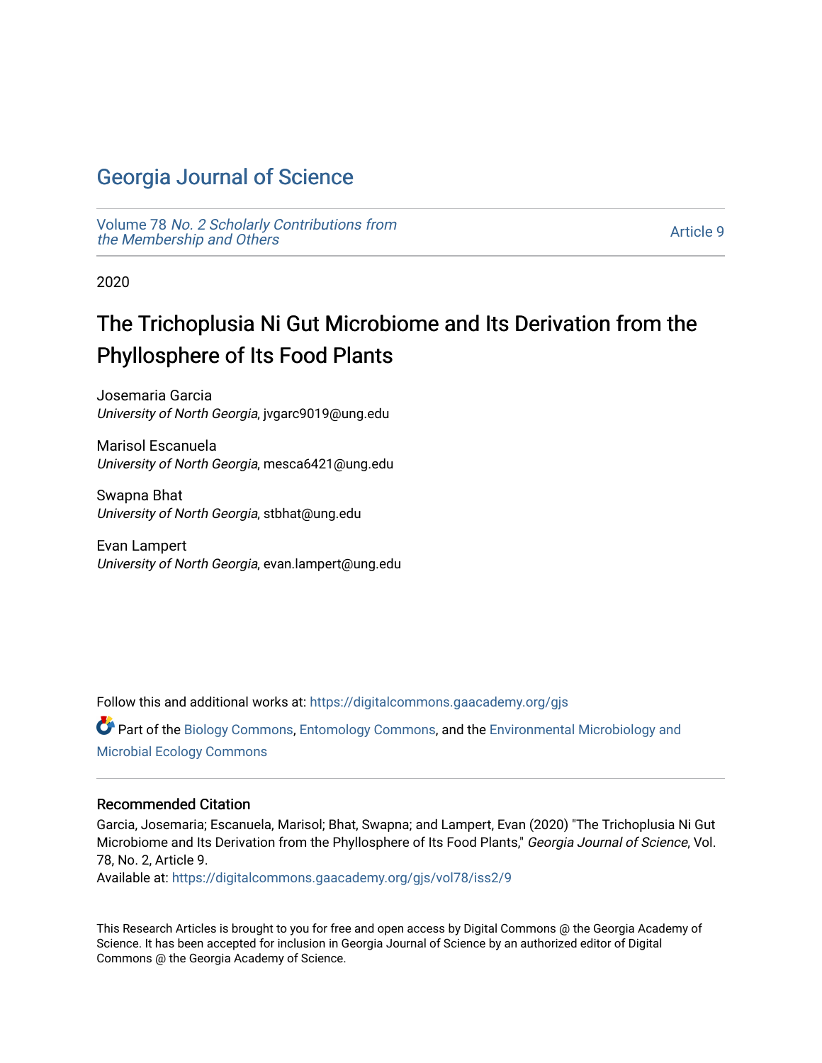# Georgia Journal of Science

Volume 78 *No. 2 Scholarly Contributions from the Membership and Others*

Article 9

2020

## The Trichoplusia Ni Gut Microbiome and Its Derivation from the Phyllosphere of Its Food Plants

Josemaria Garcia
*University of North Georgia*, jvgarc9019@ung.edu

Marisol Escanuela
*University of North Georgia*, mesca6421@ung.edu

Swapna Bhat
*University of North Georgia*, stbhat@ung.edu

Evan Lampert
*University of North Georgia*, evan.lampert@ung.edu

Follow this and additional works at: https://digitalcommons.gaacademy.org/gjs

Part of the Biology Commons, Entomology Commons, and the Environmental Microbiology and Microbial Ecology Commons

### Recommended Citation

Garcia, Josemaria; Escanuela, Marisol; Bhat, Swapna; and Lampert, Evan (2020) "The Trichoplusia Ni Gut Microbiome and Its Derivation from the Phyllosphere of Its Food Plants," *Georgia Journal of Science*, Vol. 78, No. 2, Article 9.
Available at: https://digitalcommons.gaacademy.org/gjs/vol78/iss2/9

This Research Articles is brought to you for free and open access by Digital Commons @ the Georgia Academy of Science. It has been accepted for inclusion in Georgia Journal of Science by an authorized editor of Digital Commons @ the Georgia Academy of Science.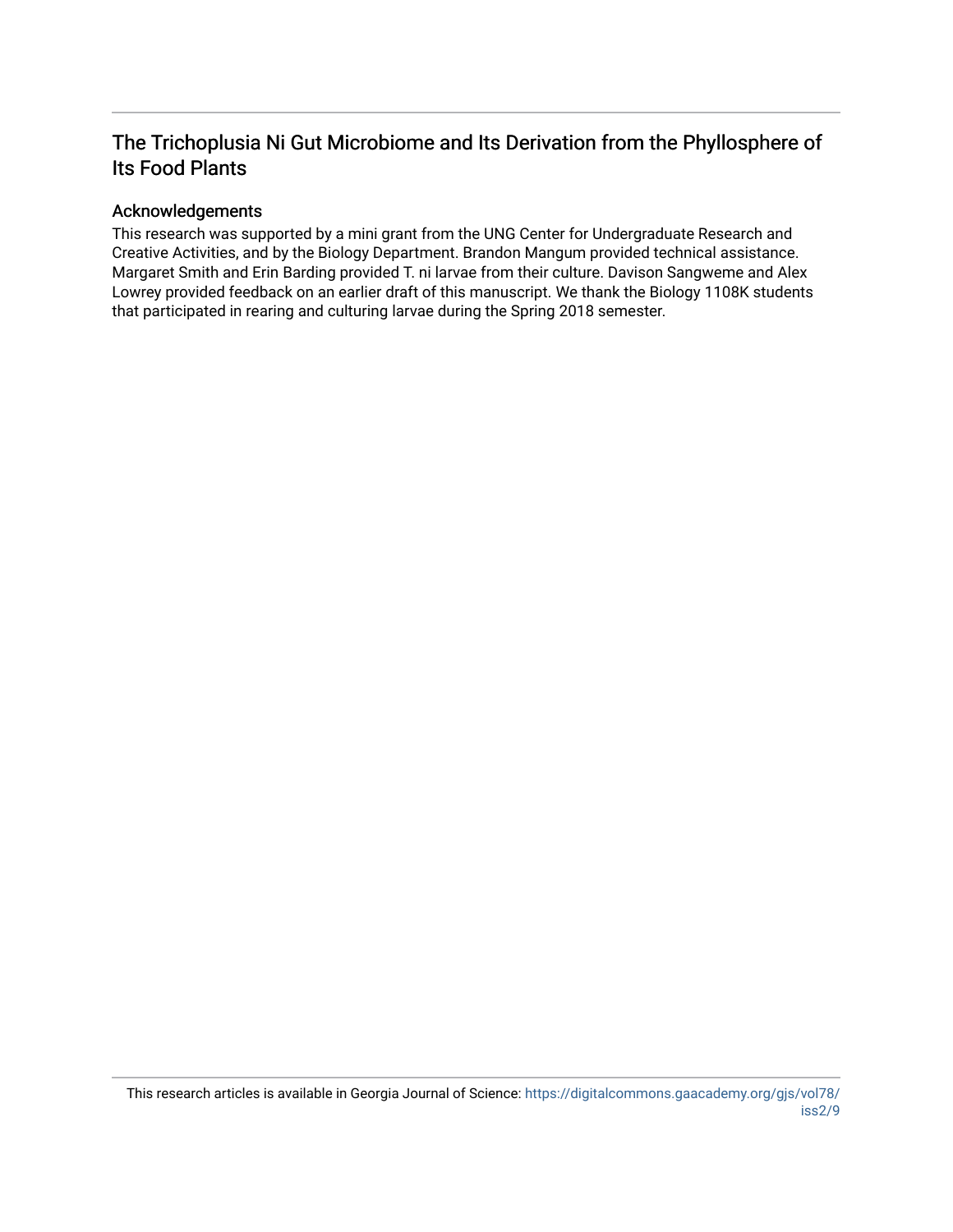# The Trichoplusia Ni Gut Microbiome and Its Derivation from the Phyllosphere of Its Food Plants

## Acknowledgements

This research was supported by a mini grant from the UNG Center for Undergraduate Research and Creative Activities, and by the Biology Department. Brandon Mangum provided technical assistance. Margaret Smith and Erin Barding provided T. ni larvae from their culture. Davison Sangweme and Alex Lowrey provided feedback on an earlier draft of this manuscript. We thank the Biology 1108K students that participated in rearing and culturing larvae during the Spring 2018 semester.

This research articles is available in Georgia Journal of Science: https://digitalcommons.gaacademy.org/gjs/vol78/iss2/9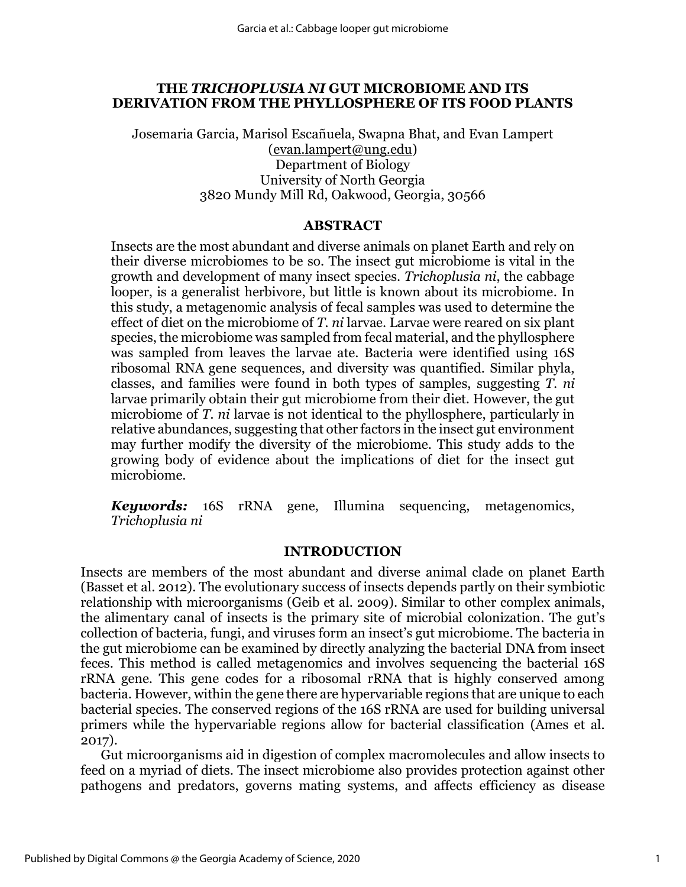# THE *TRICHOPLUSIA NI* GUT MICROBIOME AND ITS DERIVATION FROM THE PHYLLOSPHERE OF ITS FOOD PLANTS

Josemaria Garcia, Marisol Escañuela, Swapna Bhat, and Evan Lampert
(evan.lampert@ung.edu)
Department of Biology
University of North Georgia
3820 Mundy Mill Rd, Oakwood, Georgia, 30566

## ABSTRACT

Insects are the most abundant and diverse animals on planet Earth and rely on their diverse microbiomes to be so. The insect gut microbiome is vital in the growth and development of many insect species. *Trichoplusia ni*, the cabbage looper, is a generalist herbivore, but little is known about its microbiome. In this study, a metagenomic analysis of fecal samples was used to determine the effect of diet on the microbiome of *T. ni* larvae. Larvae were reared on six plant species, the microbiome was sampled from fecal material, and the phyllosphere was sampled from leaves the larvae ate. Bacteria were identified using 16S ribosomal RNA gene sequences, and diversity was quantified. Similar phyla, classes, and families were found in both types of samples, suggesting *T. ni* larvae primarily obtain their gut microbiome from their diet. However, the gut microbiome of *T. ni* larvae is not identical to the phyllosphere, particularly in relative abundances, suggesting that other factors in the insect gut environment may further modify the diversity of the microbiome. This study adds to the growing body of evidence about the implications of diet for the insect gut microbiome.

***Keywords:*** 16S rRNA gene, Illumina sequencing, metagenomics, *Trichoplusia ni*

## INTRODUCTION

Insects are members of the most abundant and diverse animal clade on planet Earth (Basset et al. 2012). The evolutionary success of insects depends partly on their symbiotic relationship with microorganisms (Geib et al. 2009). Similar to other complex animals, the alimentary canal of insects is the primary site of microbial colonization. The gut's collection of bacteria, fungi, and viruses form an insect's gut microbiome. The bacteria in the gut microbiome can be examined by directly analyzing the bacterial DNA from insect feces. This method is called metagenomics and involves sequencing the bacterial 16S rRNA gene. This gene codes for a ribosomal rRNA that is highly conserved among bacteria. However, within the gene there are hypervariable regions that are unique to each bacterial species. The conserved regions of the 16S rRNA are used for building universal primers while the hypervariable regions allow for bacterial classification (Ames et al. 2017).

Gut microorganisms aid in digestion of complex macromolecules and allow insects to feed on a myriad of diets. The insect microbiome also provides protection against other pathogens and predators, governs mating systems, and affects efficiency as disease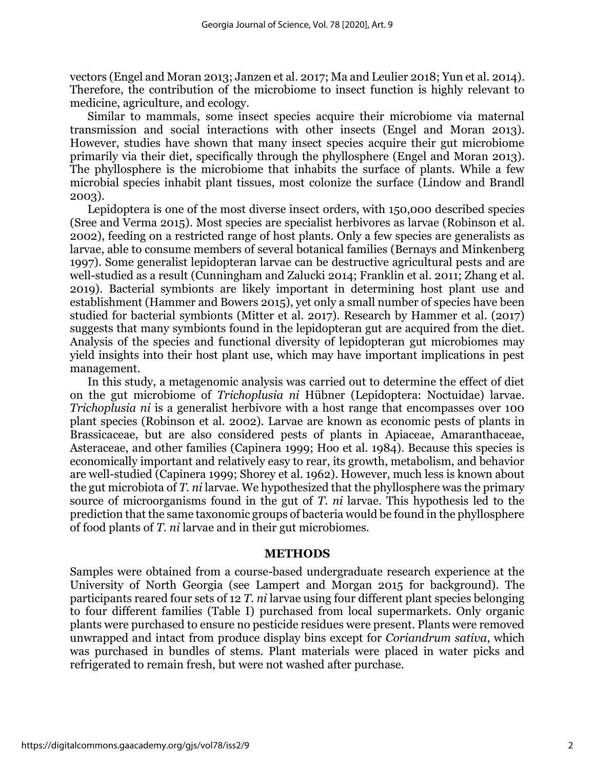vectors (Engel and Moran 2013; Janzen et al. 2017; Ma and Leulier 2018; Yun et al. 2014). Therefore, the contribution of the microbiome to insect function is highly relevant to medicine, agriculture, and ecology.

Similar to mammals, some insect species acquire their microbiome via maternal transmission and social interactions with other insects (Engel and Moran 2013). However, studies have shown that many insect species acquire their gut microbiome primarily via their diet, specifically through the phyllosphere (Engel and Moran 2013). The phyllosphere is the microbiome that inhabits the surface of plants. While a few microbial species inhabit plant tissues, most colonize the surface (Lindow and Brandl 2003).

Lepidoptera is one of the most diverse insect orders, with 150,000 described species (Sree and Verma 2015). Most species are specialist herbivores as larvae (Robinson et al. 2002), feeding on a restricted range of host plants. Only a few species are generalists as larvae, able to consume members of several botanical families (Bernays and Minkenberg 1997). Some generalist lepidopteran larvae can be destructive agricultural pests and are well-studied as a result (Cunningham and Zalucki 2014; Franklin et al. 2011; Zhang et al. 2019). Bacterial symbionts are likely important in determining host plant use and establishment (Hammer and Bowers 2015), yet only a small number of species have been studied for bacterial symbionts (Mitter et al. 2017). Research by Hammer et al. (2017) suggests that many symbionts found in the lepidopteran gut are acquired from the diet. Analysis of the species and functional diversity of lepidopteran gut microbiomes may yield insights into their host plant use, which may have important implications in pest management.

In this study, a metagenomic analysis was carried out to determine the effect of diet on the gut microbiome of *Trichoplusia ni* Hübner (Lepidoptera: Noctuidae) larvae. *Trichoplusia ni* is a generalist herbivore with a host range that encompasses over 100 plant species (Robinson et al. 2002). Larvae are known as economic pests of plants in Brassicaceae, but are also considered pests of plants in Apiaceae, Amaranthaceae, Asteraceae, and other families (Capinera 1999; Hoo et al. 1984). Because this species is economically important and relatively easy to rear, its growth, metabolism, and behavior are well-studied (Capinera 1999; Shorey et al. 1962). However, much less is known about the gut microbiota of *T. ni* larvae. We hypothesized that the phyllosphere was the primary source of microorganisms found in the gut of *T. ni* larvae. This hypothesis led to the prediction that the same taxonomic groups of bacteria would be found in the phyllosphere of food plants of *T. ni* larvae and in their gut microbiomes.

## METHODS

Samples were obtained from a course-based undergraduate research experience at the University of North Georgia (see Lampert and Morgan 2015 for background). The participants reared four sets of 12 *T. ni* larvae using four different plant species belonging to four different families (Table I) purchased from local supermarkets. Only organic plants were purchased to ensure no pesticide residues were present. Plants were removed unwrapped and intact from produce display bins except for *Coriandrum sativa*, which was purchased in bundles of stems. Plant materials were placed in water picks and refrigerated to remain fresh, but were not washed after purchase.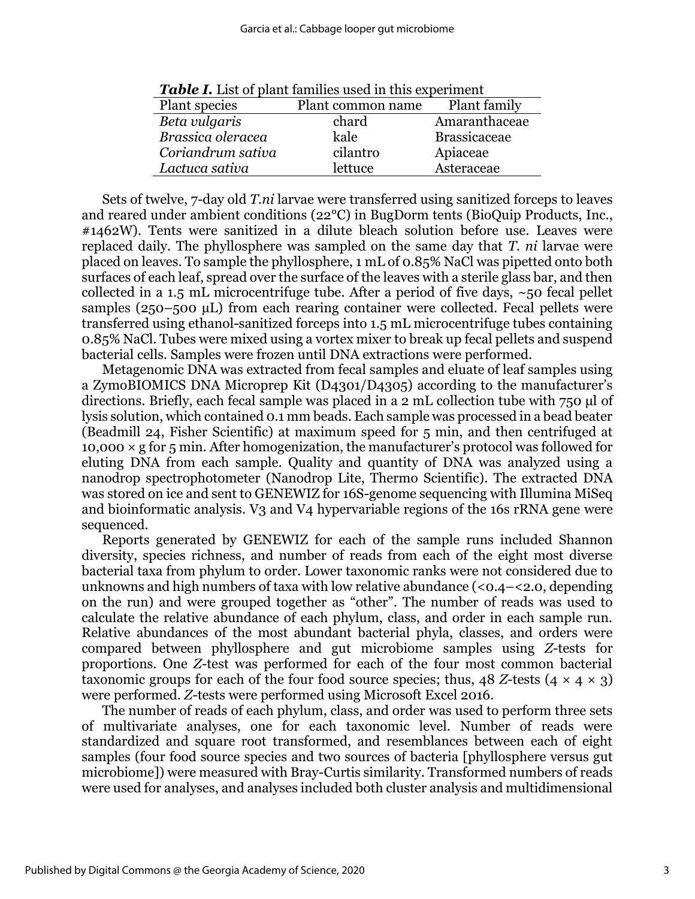***Table I.*** List of plant families used in this experiment

| Plant species | Plant common name | Plant family |
|---|---|---|
| *Beta vulgaris* | chard | Amaranthaceae |
| *Brassica oleracea* | kale | Brassicaceae |
| *Coriandrum sativa* | cilantro | Apiaceae |
| *Lactuca sativa* | lettuce | Asteraceae |

Sets of twelve, 7-day old *T.ni* larvae were transferred using sanitized forceps to leaves and reared under ambient conditions (22°C) in BugDorm tents (BioQuip Products, Inc., #1462W). Tents were sanitized in a dilute bleach solution before use. Leaves were replaced daily. The phyllosphere was sampled on the same day that *T. ni* larvae were placed on leaves. To sample the phyllosphere, 1 mL of 0.85% NaCl was pipetted onto both surfaces of each leaf, spread over the surface of the leaves with a sterile glass bar, and then collected in a 1.5 mL microcentrifuge tube. After a period of five days, ~50 fecal pellet samples (250–500 µL) from each rearing container were collected. Fecal pellets were transferred using ethanol-sanitized forceps into 1.5 mL microcentrifuge tubes containing 0.85% NaCl. Tubes were mixed using a vortex mixer to break up fecal pellets and suspend bacterial cells. Samples were frozen until DNA extractions were performed.

Metagenomic DNA was extracted from fecal samples and eluate of leaf samples using a ZymoBIOMICS DNA Microprep Kit (D4301/D4305) according to the manufacturer's directions. Briefly, each fecal sample was placed in a 2 mL collection tube with 750 µl of lysis solution, which contained 0.1 mm beads. Each sample was processed in a bead beater (Beadmill 24, Fisher Scientific) at maximum speed for 5 min, and then centrifuged at 10,000 × g for 5 min. After homogenization, the manufacturer's protocol was followed for eluting DNA from each sample. Quality and quantity of DNA was analyzed using a nanodrop spectrophotometer (Nanodrop Lite, Thermo Scientific). The extracted DNA was stored on ice and sent to GENEWIZ for 16S-genome sequencing with Illumina MiSeq and bioinformatic analysis. V3 and V4 hypervariable regions of the 16s rRNA gene were sequenced.

Reports generated by GENEWIZ for each of the sample runs included Shannon diversity, species richness, and number of reads from each of the eight most diverse bacterial taxa from phylum to order. Lower taxonomic ranks were not considered due to unknowns and high numbers of taxa with low relative abundance (<0.4–<2.0, depending on the run) and were grouped together as "other". The number of reads was used to calculate the relative abundance of each phylum, class, and order in each sample run. Relative abundances of the most abundant bacterial phyla, classes, and orders were compared between phyllosphere and gut microbiome samples using *Z*-tests for proportions. One *Z*-test was performed for each of the four most common bacterial taxonomic groups for each of the four food source species; thus, 48 *Z*-tests ($4 \times 4 \times 3$) were performed. *Z*-tests were performed using Microsoft Excel 2016.

The number of reads of each phylum, class, and order was used to perform three sets of multivariate analyses, one for each taxonomic level. Number of reads were standardized and square root transformed, and resemblances between each of eight samples (four food source species and two sources of bacteria [phyllosphere versus gut microbiome]) were measured with Bray-Curtis similarity. Transformed numbers of reads were used for analyses, and analyses included both cluster analysis and multidimensional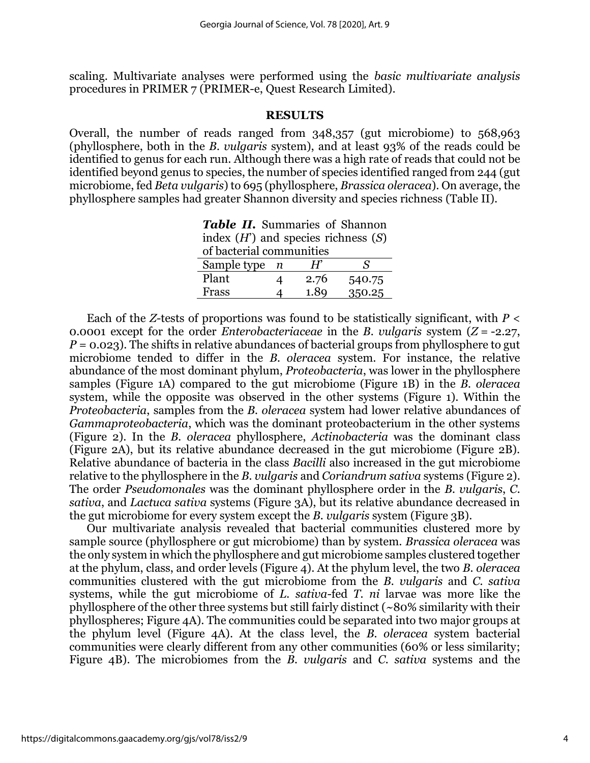scaling. Multivariate analyses were performed using the *basic multivariate analysis* procedures in PRIMER 7 (PRIMER-e, Quest Research Limited).

## RESULTS

Overall, the number of reads ranged from 348,357 (gut microbiome) to 568,963 (phyllosphere, both in the *B. vulgaris* system), and at least 93% of the reads could be identified to genus for each run. Although there was a high rate of reads that could not be identified beyond genus to species, the number of species identified ranged from 244 (gut microbiome, fed *Beta vulgaris*) to 695 (phyllosphere, *Brassica oleracea*). On average, the phyllosphere samples had greater Shannon diversity and species richness (Table II).

***Table II.*** Summaries of Shannon index (*H*') and species richness (*S*) of bacterial communities

| Sample type | *n* | *H*' | *S* |
|---|---|---|---|
| Plant | 4 | 2.76 | 540.75 |
| Frass | 4 | 1.89 | 350.25 |

Each of the *Z*-tests of proportions was found to be statistically significant, with $P <$ 0.0001 except for the order *Enterobacteriaceae* in the *B. vulgaris* system ($Z = -2.27$, $P = 0.023$). The shifts in relative abundances of bacterial groups from phyllosphere to gut microbiome tended to differ in the *B. oleracea* system. For instance, the relative abundance of the most dominant phylum, *Proteobacteria*, was lower in the phyllosphere samples (Figure 1A) compared to the gut microbiome (Figure 1B) in the *B. oleracea* system, while the opposite was observed in the other systems (Figure 1). Within the *Proteobacteria*, samples from the *B. oleracea* system had lower relative abundances of *Gammaproteobacteria*, which was the dominant proteobacterium in the other systems (Figure 2). In the *B. oleracea* phyllosphere, *Actinobacteria* was the dominant class (Figure 2A), but its relative abundance decreased in the gut microbiome (Figure 2B). Relative abundance of bacteria in the class *Bacilli* also increased in the gut microbiome relative to the phyllosphere in the *B. vulgaris* and *Coriandrum sativa* systems (Figure 2). The order *Pseudomonales* was the dominant phyllosphere order in the *B. vulgaris*, *C. sativa*, and *Lactuca sativa* systems (Figure 3A), but its relative abundance decreased in the gut microbiome for every system except the *B. vulgaris* system (Figure 3B).

Our multivariate analysis revealed that bacterial communities clustered more by sample source (phyllosphere or gut microbiome) than by system. *Brassica oleracea* was the only system in which the phyllosphere and gut microbiome samples clustered together at the phylum, class, and order levels (Figure 4). At the phylum level, the two *B. oleracea* communities clustered with the gut microbiome from the *B. vulgaris* and *C. sativa* systems, while the gut microbiome of *L. sativa*-fed *T. ni* larvae was more like the phyllosphere of the other three systems but still fairly distinct (~80% similarity with their phyllospheres; Figure 4A). The communities could be separated into two major groups at the phylum level (Figure 4A). At the class level, the *B. oleracea* system bacterial communities were clearly different from any other communities (60% or less similarity; Figure 4B). The microbiomes from the *B. vulgaris* and *C. sativa* systems and the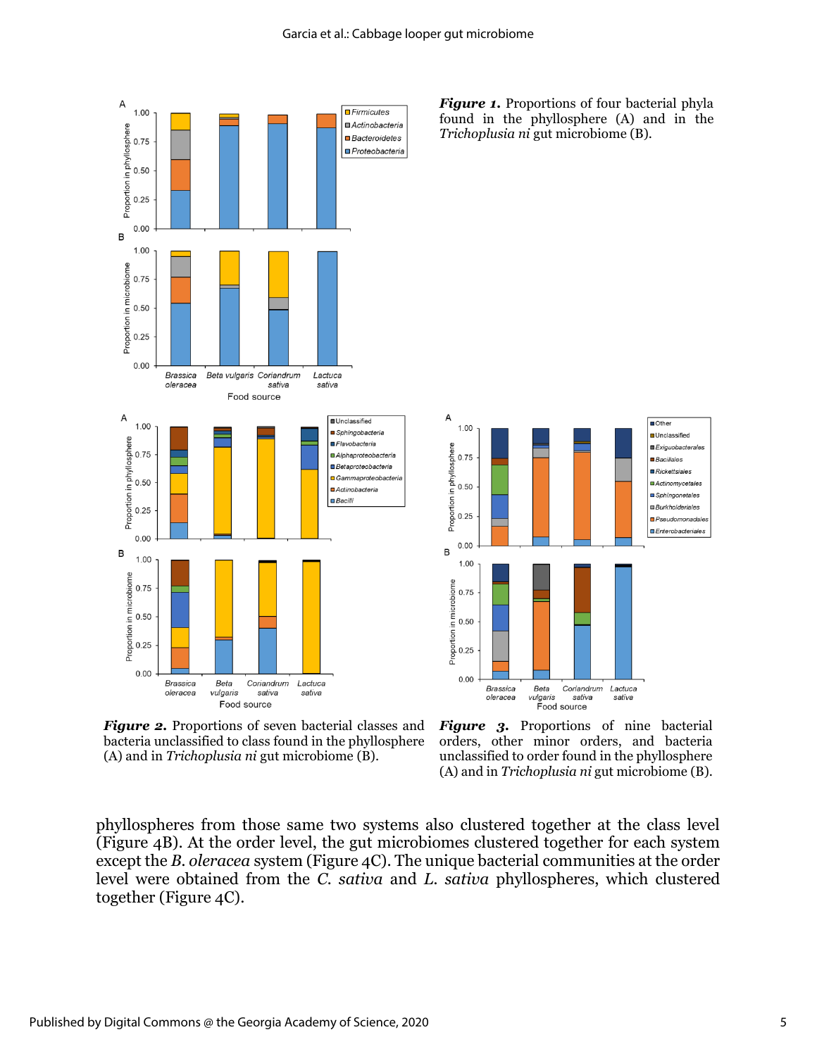**Figure 1.** Proportions of four bacterial phyla found in the phyllosphere (A) and in the *Trichoplusia ni* gut microbiome (B).

**Figure 2.** Proportions of seven bacterial classes and bacteria unclassified to class found in the phyllosphere (A) and in *Trichoplusia ni* gut microbiome (B).

**Figure 3.** Proportions of nine bacterial orders, other minor orders, and bacteria unclassified to order found in the phyllosphere (A) and in *Trichoplusia ni* gut microbiome (B).

phyllospheres from those same two systems also clustered together at the class level (Figure 4B). At the order level, the gut microbiomes clustered together for each system except the *B. oleracea* system (Figure 4C). The unique bacterial communities at the order level were obtained from the *C. sativa* and *L. sativa* phyllospheres, which clustered together (Figure 4C).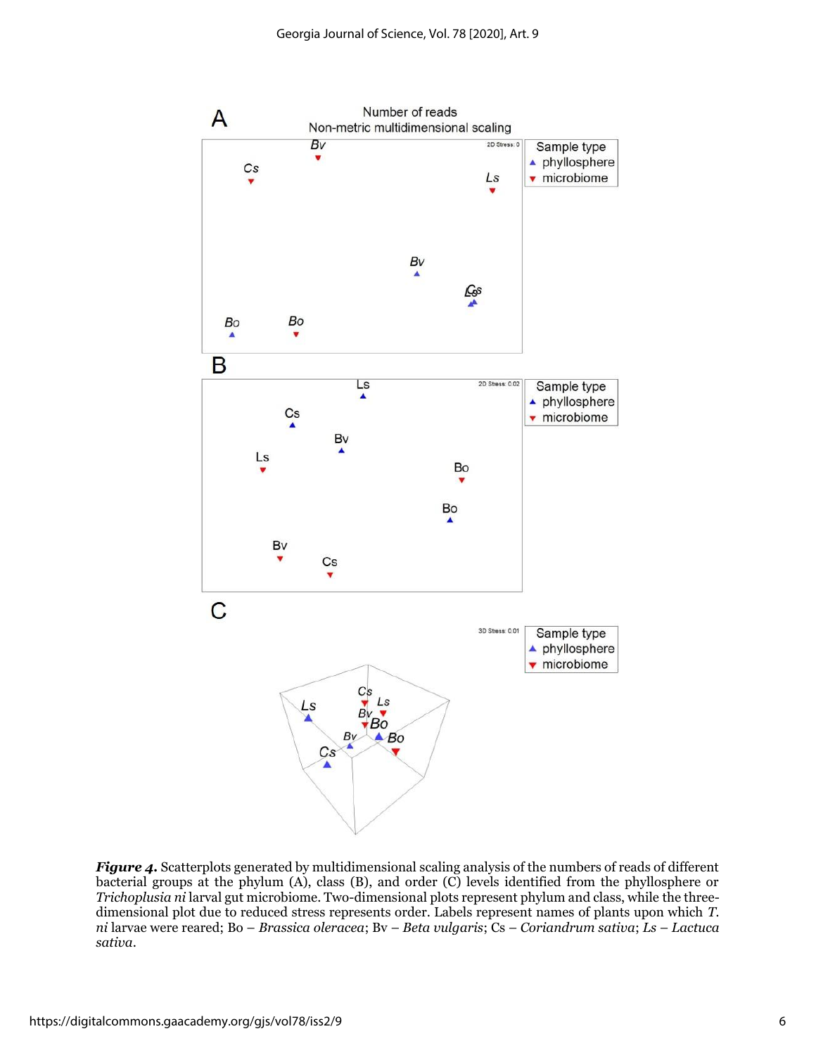***Figure 4.*** Scatterplots generated by multidimensional scaling analysis of the numbers of reads of different bacterial groups at the phylum (A), class (B), and order (C) levels identified from the phyllosphere or *Trichoplusia ni* larval gut microbiome. Two-dimensional plots represent phylum and class, while the three-dimensional plot due to reduced stress represents order. Labels represent names of plants upon which *T. ni* larvae were reared; Bo – *Brassica oleracea*; Bv – *Beta vulgaris*; Cs – *Coriandrum sativa*; *Ls* – *Lactuca sativa*.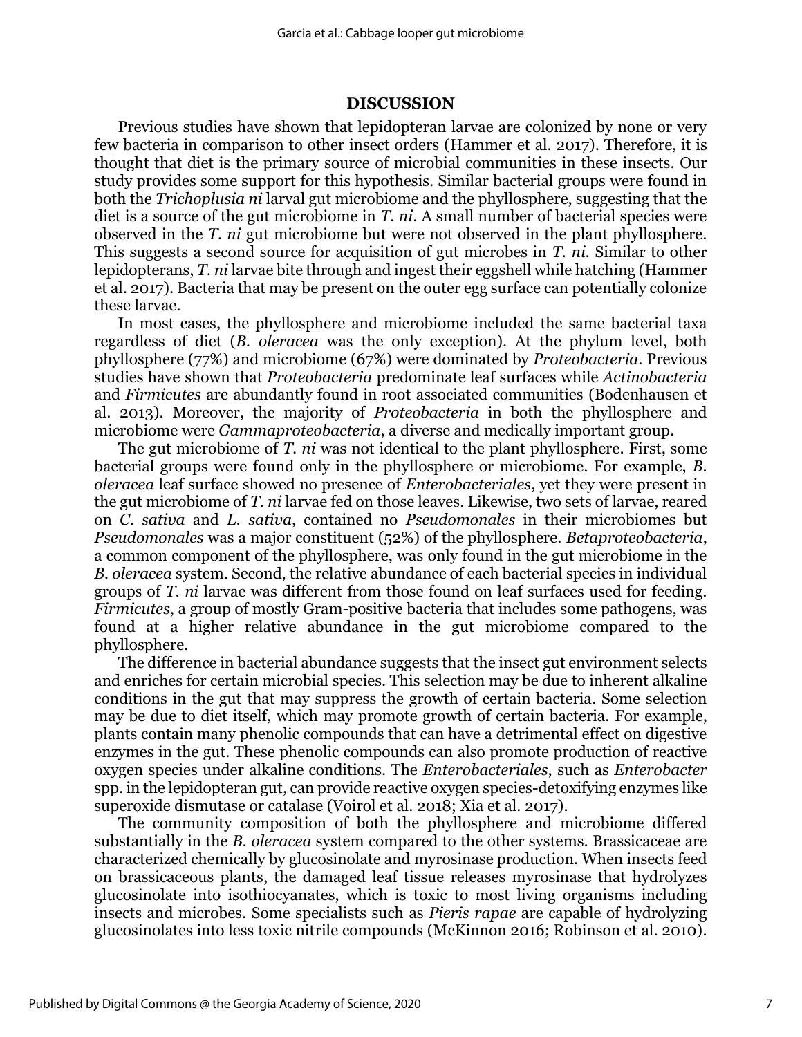## DISCUSSION

Previous studies have shown that lepidopteran larvae are colonized by none or very few bacteria in comparison to other insect orders (Hammer et al. 2017). Therefore, it is thought that diet is the primary source of microbial communities in these insects. Our study provides some support for this hypothesis. Similar bacterial groups were found in both the *Trichoplusia ni* larval gut microbiome and the phyllosphere, suggesting that the diet is a source of the gut microbiome in *T. ni*. A small number of bacterial species were observed in the *T. ni* gut microbiome but were not observed in the plant phyllosphere. This suggests a second source for acquisition of gut microbes in *T. ni*. Similar to other lepidopterans, *T. ni* larvae bite through and ingest their eggshell while hatching (Hammer et al. 2017). Bacteria that may be present on the outer egg surface can potentially colonize these larvae.

In most cases, the phyllosphere and microbiome included the same bacterial taxa regardless of diet (*B. oleracea* was the only exception). At the phylum level, both phyllosphere (77%) and microbiome (67%) were dominated by *Proteobacteria*. Previous studies have shown that *Proteobacteria* predominate leaf surfaces while *Actinobacteria* and *Firmicutes* are abundantly found in root associated communities (Bodenhausen et al. 2013). Moreover, the majority of *Proteobacteria* in both the phyllosphere and microbiome were *Gammaproteobacteria*, a diverse and medically important group.

The gut microbiome of *T. ni* was not identical to the plant phyllosphere. First, some bacterial groups were found only in the phyllosphere or microbiome. For example, *B. oleracea* leaf surface showed no presence of *Enterobacteriales*, yet they were present in the gut microbiome of *T. ni* larvae fed on those leaves. Likewise, two sets of larvae, reared on *C. sativa* and *L. sativa*, contained no *Pseudomonales* in their microbiomes but *Pseudomonales* was a major constituent (52%) of the phyllosphere. *Betaproteobacteria*, a common component of the phyllosphere, was only found in the gut microbiome in the *B. oleracea* system. Second, the relative abundance of each bacterial species in individual groups of *T. ni* larvae was different from those found on leaf surfaces used for feeding. *Firmicutes*, a group of mostly Gram-positive bacteria that includes some pathogens, was found at a higher relative abundance in the gut microbiome compared to the phyllosphere.

The difference in bacterial abundance suggests that the insect gut environment selects and enriches for certain microbial species. This selection may be due to inherent alkaline conditions in the gut that may suppress the growth of certain bacteria. Some selection may be due to diet itself, which may promote growth of certain bacteria. For example, plants contain many phenolic compounds that can have a detrimental effect on digestive enzymes in the gut. These phenolic compounds can also promote production of reactive oxygen species under alkaline conditions. The *Enterobacteriales*, such as *Enterobacter* spp. in the lepidopteran gut, can provide reactive oxygen species-detoxifying enzymes like superoxide dismutase or catalase (Voirol et al. 2018; Xia et al. 2017).

The community composition of both the phyllosphere and microbiome differed substantially in the *B. oleracea* system compared to the other systems. Brassicaceae are characterized chemically by glucosinolate and myrosinase production. When insects feed on brassicaceous plants, the damaged leaf tissue releases myrosinase that hydrolyzes glucosinolate into isothiocyanates, which is toxic to most living organisms including insects and microbes. Some specialists such as *Pieris rapae* are capable of hydrolyzing glucosinolates into less toxic nitrile compounds (McKinnon 2016; Robinson et al. 2010).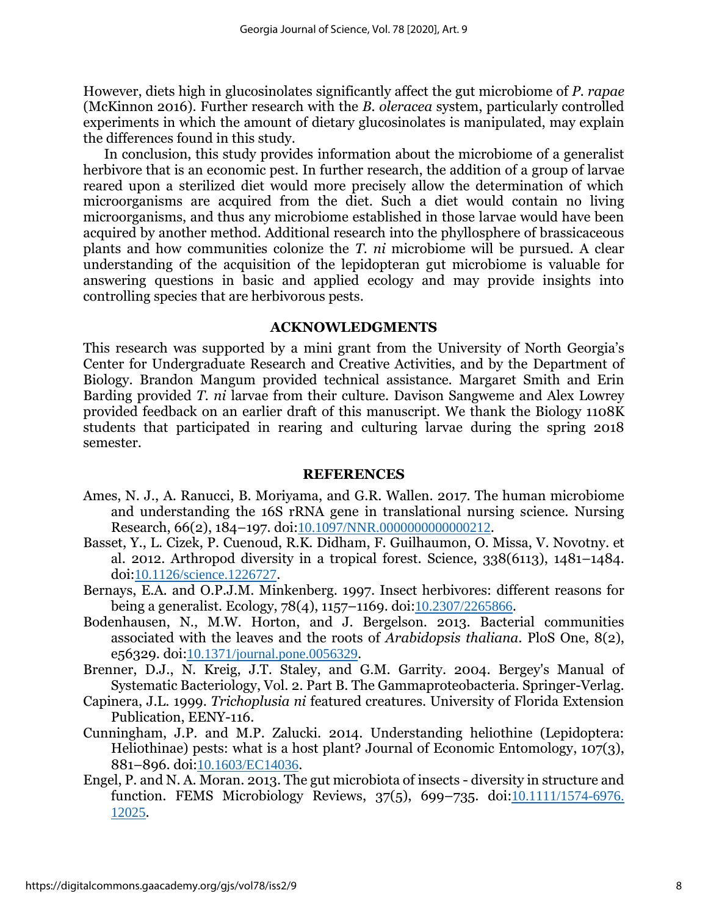However, diets high in glucosinolates significantly affect the gut microbiome of *P. rapae* (McKinnon 2016). Further research with the *B. oleracea* system, particularly controlled experiments in which the amount of dietary glucosinolates is manipulated, may explain the differences found in this study.

In conclusion, this study provides information about the microbiome of a generalist herbivore that is an economic pest. In further research, the addition of a group of larvae reared upon a sterilized diet would more precisely allow the determination of which microorganisms are acquired from the diet. Such a diet would contain no living microorganisms, and thus any microbiome established in those larvae would have been acquired by another method. Additional research into the phyllosphere of brassicaceous plants and how communities colonize the *T. ni* microbiome will be pursued. A clear understanding of the acquisition of the lepidopteran gut microbiome is valuable for answering questions in basic and applied ecology and may provide insights into controlling species that are herbivorous pests.

## ACKNOWLEDGMENTS

This research was supported by a mini grant from the University of North Georgia's Center for Undergraduate Research and Creative Activities, and by the Department of Biology. Brandon Mangum provided technical assistance. Margaret Smith and Erin Barding provided *T. ni* larvae from their culture. Davison Sangweme and Alex Lowrey provided feedback on an earlier draft of this manuscript. We thank the Biology 1108K students that participated in rearing and culturing larvae during the spring 2018 semester.

## REFERENCES

Ames, N. J., A. Ranucci, B. Moriyama, and G.R. Wallen. 2017. The human microbiome and understanding the 16S rRNA gene in translational nursing science. Nursing Research, 66(2), 184–197. doi:10.1097/NNR.0000000000000212.

Basset, Y., L. Cizek, P. Cuenoud, R.K. Didham, F. Guilhaumon, O. Missa, V. Novotny. et al. 2012. Arthropod diversity in a tropical forest. Science, 338(6113), 1481–1484. doi:10.1126/science.1226727.

Bernays, E.A. and O.P.J.M. Minkenberg. 1997. Insect herbivores: different reasons for being a generalist. Ecology, 78(4), 1157–1169. doi:10.2307/2265866.

Bodenhausen, N., M.W. Horton, and J. Bergelson. 2013. Bacterial communities associated with the leaves and the roots of *Arabidopsis thaliana*. PloS One, 8(2), e56329. doi:10.1371/journal.pone.0056329.

Brenner, D.J., N. Kreig, J.T. Staley, and G.M. Garrity. 2004. Bergey's Manual of Systematic Bacteriology, Vol. 2. Part B. The Gammaproteobacteria. Springer-Verlag.

Capinera, J.L. 1999. *Trichoplusia ni* featured creatures. University of Florida Extension Publication, EENY-116.

Cunningham, J.P. and M.P. Zalucki. 2014. Understanding heliothine (Lepidoptera: Heliothinae) pests: what is a host plant? Journal of Economic Entomology, 107(3), 881–896. doi:10.1603/EC14036.

Engel, P. and N. A. Moran. 2013. The gut microbiota of insects - diversity in structure and function. FEMS Microbiology Reviews, 37(5), 699–735. doi:10.1111/1574-6976.12025.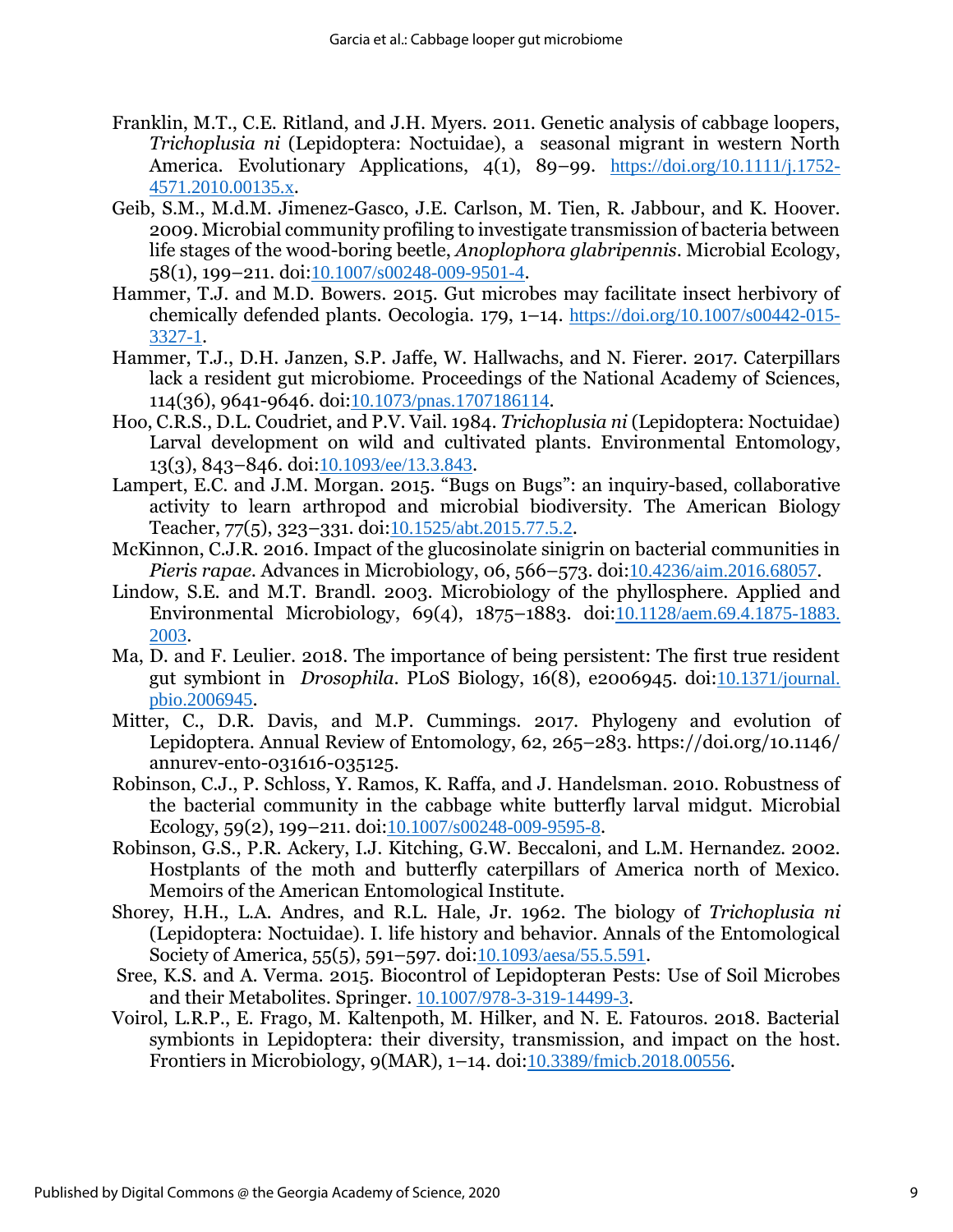Franklin, M.T., C.E. Ritland, and J.H. Myers. 2011. Genetic analysis of cabbage loopers, *Trichoplusia ni* (Lepidoptera: Noctuidae), a seasonal migrant in western North America. Evolutionary Applications, 4(1), 89–99. https://doi.org/10.1111/j.1752-4571.2010.00135.x.

Geib, S.M., M.d.M. Jimenez-Gasco, J.E. Carlson, M. Tien, R. Jabbour, and K. Hoover. 2009. Microbial community profiling to investigate transmission of bacteria between life stages of the wood-boring beetle, *Anoplophora glabripennis*. Microbial Ecology, 58(1), 199–211. doi:10.1007/s00248-009-9501-4.

Hammer, T.J. and M.D. Bowers. 2015. Gut microbes may facilitate insect herbivory of chemically defended plants. Oecologia. 179, 1–14. https://doi.org/10.1007/s00442-015-3327-1.

Hammer, T.J., D.H. Janzen, S.P. Jaffe, W. Hallwachs, and N. Fierer. 2017. Caterpillars lack a resident gut microbiome. Proceedings of the National Academy of Sciences, 114(36), 9641-9646. doi:10.1073/pnas.1707186114.

Hoo, C.R.S., D.L. Coudriet, and P.V. Vail. 1984. *Trichoplusia ni* (Lepidoptera: Noctuidae) Larval development on wild and cultivated plants. Environmental Entomology, 13(3), 843–846. doi:10.1093/ee/13.3.843.

Lampert, E.C. and J.M. Morgan. 2015. "Bugs on Bugs": an inquiry-based, collaborative activity to learn arthropod and microbial biodiversity. The American Biology Teacher, 77(5), 323–331. doi:10.1525/abt.2015.77.5.2.

McKinnon, C.J.R. 2016. Impact of the glucosinolate sinigrin on bacterial communities in *Pieris rapae*. Advances in Microbiology, 06, 566–573. doi:10.4236/aim.2016.68057.

Lindow, S.E. and M.T. Brandl. 2003. Microbiology of the phyllosphere. Applied and Environmental Microbiology, 69(4), 1875–1883. doi:10.1128/aem.69.4.1875-1883.2003.

Ma, D. and F. Leulier. 2018. The importance of being persistent: The first true resident gut symbiont in *Drosophila*. PLoS Biology, 16(8), e2006945. doi:10.1371/journal.pbio.2006945.

Mitter, C., D.R. Davis, and M.P. Cummings. 2017. Phylogeny and evolution of Lepidoptera. Annual Review of Entomology, 62, 265–283. https://doi.org/10.1146/annurev-ento-031616-035125.

Robinson, C.J., P. Schloss, Y. Ramos, K. Raffa, and J. Handelsman. 2010. Robustness of the bacterial community in the cabbage white butterfly larval midgut. Microbial Ecology, 59(2), 199–211. doi:10.1007/s00248-009-9595-8.

Robinson, G.S., P.R. Ackery, I.J. Kitching, G.W. Beccaloni, and L.M. Hernandez. 2002. Hostplants of the moth and butterfly caterpillars of America north of Mexico. Memoirs of the American Entomological Institute.

Shorey, H.H., L.A. Andres, and R.L. Hale, Jr. 1962. The biology of *Trichoplusia ni* (Lepidoptera: Noctuidae). I. life history and behavior. Annals of the Entomological Society of America, 55(5), 591–597. doi:10.1093/aesa/55.5.591.

Sree, K.S. and A. Verma. 2015. Biocontrol of Lepidopteran Pests: Use of Soil Microbes and their Metabolites. Springer. 10.1007/978-3-319-14499-3.

Voirol, L.R.P., E. Frago, M. Kaltenpoth, M. Hilker, and N. E. Fatouros. 2018. Bacterial symbionts in Lepidoptera: their diversity, transmission, and impact on the host. Frontiers in Microbiology, 9(MAR), 1–14. doi:10.3389/fmicb.2018.00556.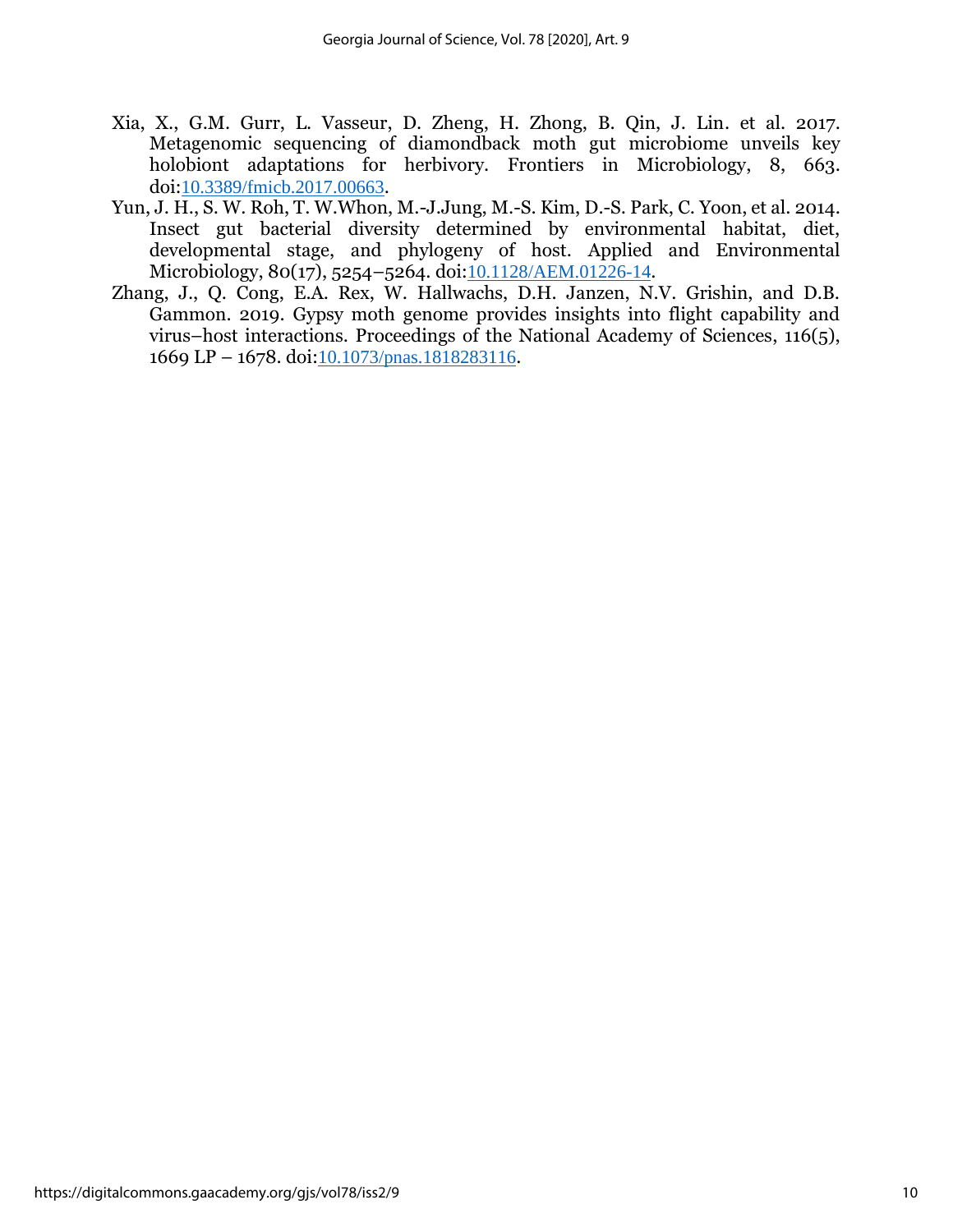Xia, X., G.M. Gurr, L. Vasseur, D. Zheng, H. Zhong, B. Qin, J. Lin. et al. 2017. Metagenomic sequencing of diamondback moth gut microbiome unveils key holobiont adaptations for herbivory. Frontiers in Microbiology, 8, 663. doi:10.3389/fmicb.2017.00663.

Yun, J. H., S. W. Roh, T. W.Whon, M.-J.Jung, M.-S. Kim, D.-S. Park, C. Yoon, et al. 2014. Insect gut bacterial diversity determined by environmental habitat, diet, developmental stage, and phylogeny of host. Applied and Environmental Microbiology, 80(17), 5254–5264. doi:10.1128/AEM.01226-14.

Zhang, J., Q. Cong, E.A. Rex, W. Hallwachs, D.H. Janzen, N.V. Grishin, and D.B. Gammon. 2019. Gypsy moth genome provides insights into flight capability and virus–host interactions. Proceedings of the National Academy of Sciences, 116(5), 1669 LP – 1678. doi:10.1073/pnas.1818283116.